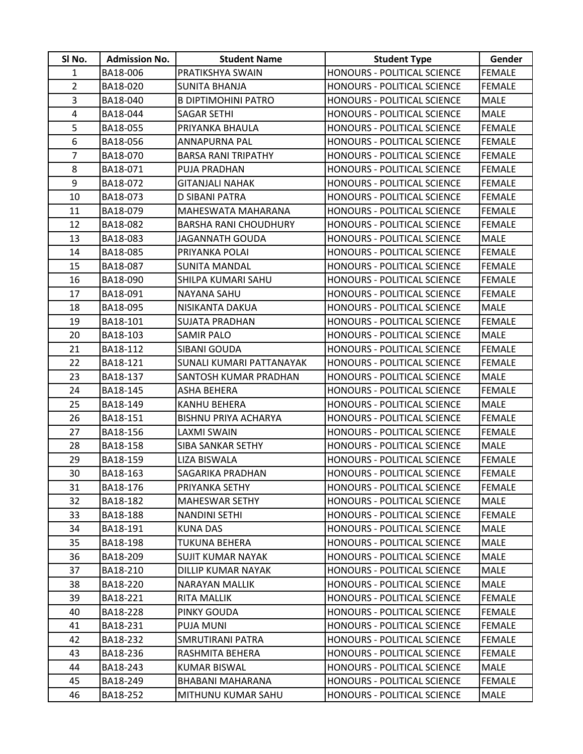| Sl No. | Admission No. | Student Name | Student Type | Gender |
|---|---|---|---|---|
| 1 | BA18-006 | PRATIKSHYA SWAIN | HONOURS - POLITICAL SCIENCE | FEMALE |
| 2 | BA18-020 | SUNITA BHANJA | HONOURS - POLITICAL SCIENCE | FEMALE |
| 3 | BA18-040 | B DIPTIMOHINI PATRO | HONOURS - POLITICAL SCIENCE | MALE |
| 4 | BA18-044 | SAGAR SETHI | HONOURS - POLITICAL SCIENCE | MALE |
| 5 | BA18-055 | PRIYANKA BHAULA | HONOURS - POLITICAL SCIENCE | FEMALE |
| 6 | BA18-056 | ANNAPURNA PAL | HONOURS - POLITICAL SCIENCE | FEMALE |
| 7 | BA18-070 | BARSA RANI TRIPATHY | HONOURS - POLITICAL SCIENCE | FEMALE |
| 8 | BA18-071 | PUJA PRADHAN | HONOURS - POLITICAL SCIENCE | FEMALE |
| 9 | BA18-072 | GITANJALI NAHAK | HONOURS - POLITICAL SCIENCE | FEMALE |
| 10 | BA18-073 | D SIBANI PATRA | HONOURS - POLITICAL SCIENCE | FEMALE |
| 11 | BA18-079 | MAHESWATA MAHARANA | HONOURS - POLITICAL SCIENCE | FEMALE |
| 12 | BA18-082 | BARSHA RANI CHOUDHURY | HONOURS - POLITICAL SCIENCE | FEMALE |
| 13 | BA18-083 | JAGANNATH GOUDA | HONOURS - POLITICAL SCIENCE | MALE |
| 14 | BA18-085 | PRIYANKA POLAI | HONOURS - POLITICAL SCIENCE | FEMALE |
| 15 | BA18-087 | SUNITA MANDAL | HONOURS - POLITICAL SCIENCE | FEMALE |
| 16 | BA18-090 | SHILPA KUMARI SAHU | HONOURS - POLITICAL SCIENCE | FEMALE |
| 17 | BA18-091 | NAYANA SAHU | HONOURS - POLITICAL SCIENCE | FEMALE |
| 18 | BA18-095 | NISIKANTA DAKUA | HONOURS - POLITICAL SCIENCE | MALE |
| 19 | BA18-101 | SUJATA PRADHAN | HONOURS - POLITICAL SCIENCE | FEMALE |
| 20 | BA18-103 | SAMIR PALO | HONOURS - POLITICAL SCIENCE | MALE |
| 21 | BA18-112 | SIBANI GOUDA | HONOURS - POLITICAL SCIENCE | FEMALE |
| 22 | BA18-121 | SUNALI KUMARI PATTANAYAK | HONOURS - POLITICAL SCIENCE | FEMALE |
| 23 | BA18-137 | SANTOSH KUMAR PRADHAN | HONOURS - POLITICAL SCIENCE | MALE |
| 24 | BA18-145 | ASHA BEHERA | HONOURS - POLITICAL SCIENCE | FEMALE |
| 25 | BA18-149 | KANHU BEHERA | HONOURS - POLITICAL SCIENCE | MALE |
| 26 | BA18-151 | BISHNU PRIYA ACHARYA | HONOURS - POLITICAL SCIENCE | FEMALE |
| 27 | BA18-156 | LAXMI SWAIN | HONOURS - POLITICAL SCIENCE | FEMALE |
| 28 | BA18-158 | SIBA SANKAR SETHY | HONOURS - POLITICAL SCIENCE | MALE |
| 29 | BA18-159 | LIZA BISWALA | HONOURS - POLITICAL SCIENCE | FEMALE |
| 30 | BA18-163 | SAGARIKA PRADHAN | HONOURS - POLITICAL SCIENCE | FEMALE |
| 31 | BA18-176 | PRIYANKA SETHY | HONOURS - POLITICAL SCIENCE | FEMALE |
| 32 | BA18-182 | MAHESWAR SETHY | HONOURS - POLITICAL SCIENCE | MALE |
| 33 | BA18-188 | NANDINI SETHI | HONOURS - POLITICAL SCIENCE | FEMALE |
| 34 | BA18-191 | KUNA DAS | HONOURS - POLITICAL SCIENCE | MALE |
| 35 | BA18-198 | TUKUNA BEHERA | HONOURS - POLITICAL SCIENCE | MALE |
| 36 | BA18-209 | SUJIT KUMAR NAYAK | HONOURS - POLITICAL SCIENCE | MALE |
| 37 | BA18-210 | DILLIP KUMAR NAYAK | HONOURS - POLITICAL SCIENCE | MALE |
| 38 | BA18-220 | NARAYAN MALLIK | HONOURS - POLITICAL SCIENCE | MALE |
| 39 | BA18-221 | RITA MALLIK | HONOURS - POLITICAL SCIENCE | FEMALE |
| 40 | BA18-228 | PINKY GOUDA | HONOURS - POLITICAL SCIENCE | FEMALE |
| 41 | BA18-231 | PUJA MUNI | HONOURS - POLITICAL SCIENCE | FEMALE |
| 42 | BA18-232 | SMRUTIRANI PATRA | HONOURS - POLITICAL SCIENCE | FEMALE |
| 43 | BA18-236 | RASHMITA BEHERA | HONOURS - POLITICAL SCIENCE | FEMALE |
| 44 | BA18-243 | KUMAR BISWAL | HONOURS - POLITICAL SCIENCE | MALE |
| 45 | BA18-249 | BHABANI MAHARANA | HONOURS - POLITICAL SCIENCE | FEMALE |
| 46 | BA18-252 | MITHUNU KUMAR SAHU | HONOURS - POLITICAL SCIENCE | MALE |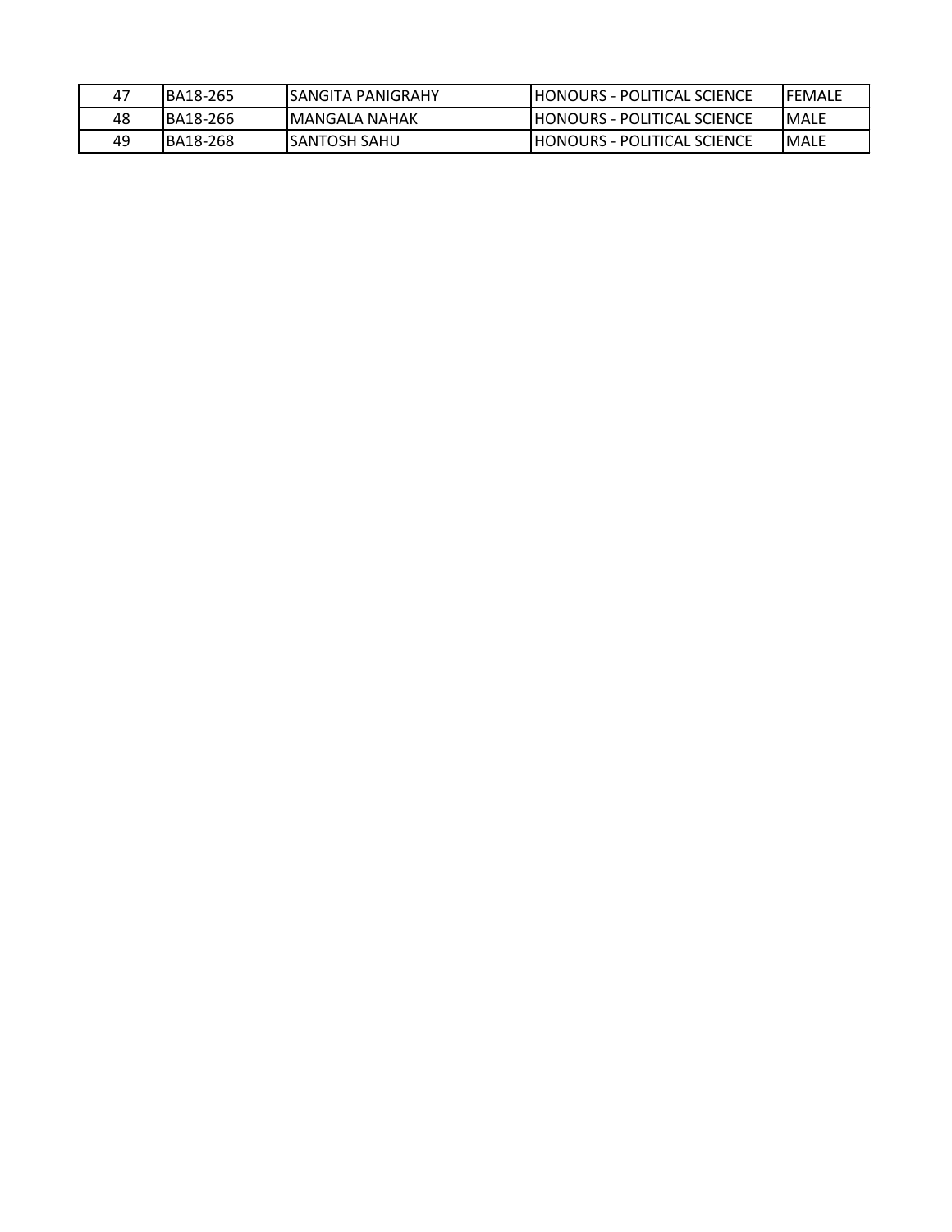| | | | | |
|---|---|---|---|---|
| 47 | BA18-265 | SANGITA PANIGRAHY | HONOURS - POLITICAL SCIENCE | FEMALE |
| 48 | BA18-266 | MANGALA NAHAK | HONOURS - POLITICAL SCIENCE | MALE |
| 49 | BA18-268 | SANTOSH SAHU | HONOURS - POLITICAL SCIENCE | MALE |